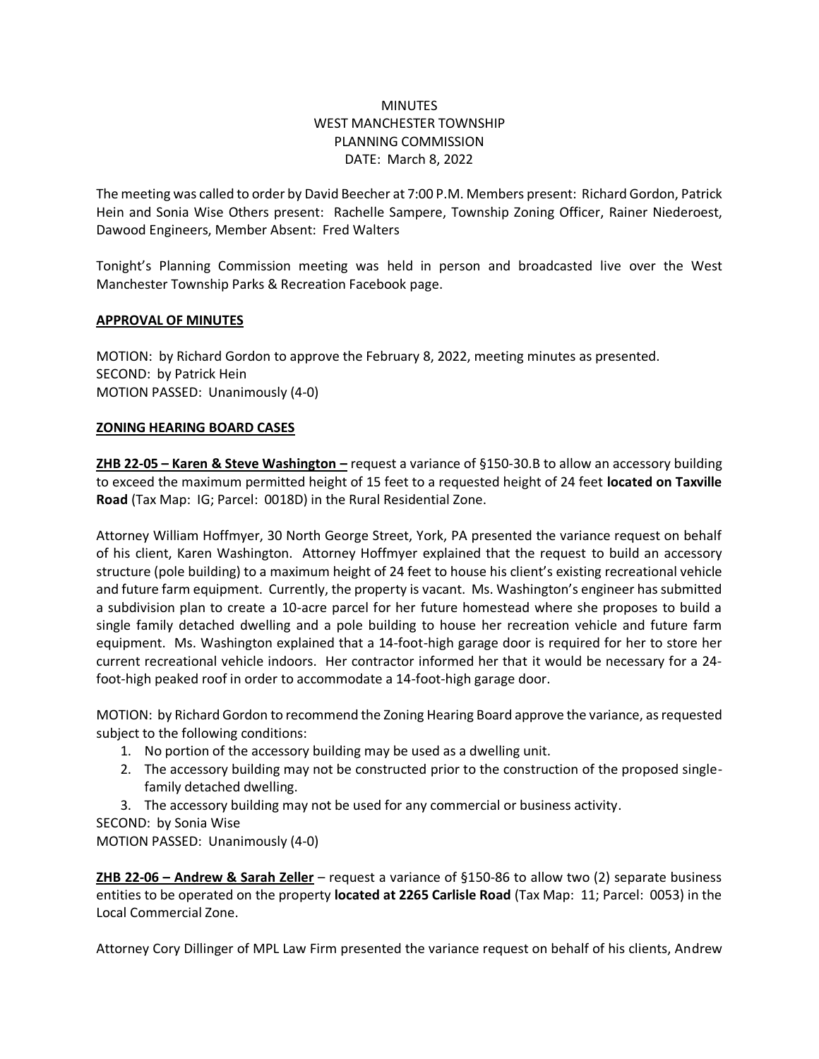MINUTES
WEST MANCHESTER TOWNSHIP
PLANNING COMMISSION
DATE: March 8, 2022

The meeting was called to order by David Beecher at 7:00 P.M. Members present: Richard Gordon, Patrick Hein and Sonia Wise Others present: Rachelle Sampere, Township Zoning Officer, Rainer Niederoest, Dawood Engineers, Member Absent: Fred Walters

Tonight's Planning Commission meeting was held in person and broadcasted live over the West Manchester Township Parks & Recreation Facebook page.

**APPROVAL OF MINUTES**

MOTION: by Richard Gordon to approve the February 8, 2022, meeting minutes as presented.
SECOND: by Patrick Hein
MOTION PASSED: Unanimously (4-0)

**ZONING HEARING BOARD CASES**

**ZHB 22-05 – Karen & Steve Washington –** request a variance of §150-30.B to allow an accessory building to exceed the maximum permitted height of 15 feet to a requested height of 24 feet **located on Taxville Road** (Tax Map: IG; Parcel: 0018D) in the Rural Residential Zone.

Attorney William Hoffmyer, 30 North George Street, York, PA presented the variance request on behalf of his client, Karen Washington. Attorney Hoffmyer explained that the request to build an accessory structure (pole building) to a maximum height of 24 feet to house his client's existing recreational vehicle and future farm equipment. Currently, the property is vacant. Ms. Washington's engineer has submitted a subdivision plan to create a 10-acre parcel for her future homestead where she proposes to build a single family detached dwelling and a pole building to house her recreation vehicle and future farm equipment. Ms. Washington explained that a 14-foot-high garage door is required for her to store her current recreational vehicle indoors. Her contractor informed her that it would be necessary for a 24-foot-high peaked roof in order to accommodate a 14-foot-high garage door.

MOTION: by Richard Gordon to recommend the Zoning Hearing Board approve the variance, as requested subject to the following conditions:

1. No portion of the accessory building may be used as a dwelling unit.
2. The accessory building may not be constructed prior to the construction of the proposed single-family detached dwelling.
3. The accessory building may not be used for any commercial or business activity.

SECOND: by Sonia Wise
MOTION PASSED: Unanimously (4-0)

**ZHB 22-06 – Andrew & Sarah Zeller** – request a variance of §150-86 to allow two (2) separate business entities to be operated on the property **located at 2265 Carlisle Road** (Tax Map: 11; Parcel: 0053) in the Local Commercial Zone.

Attorney Cory Dillinger of MPL Law Firm presented the variance request on behalf of his clients, Andrew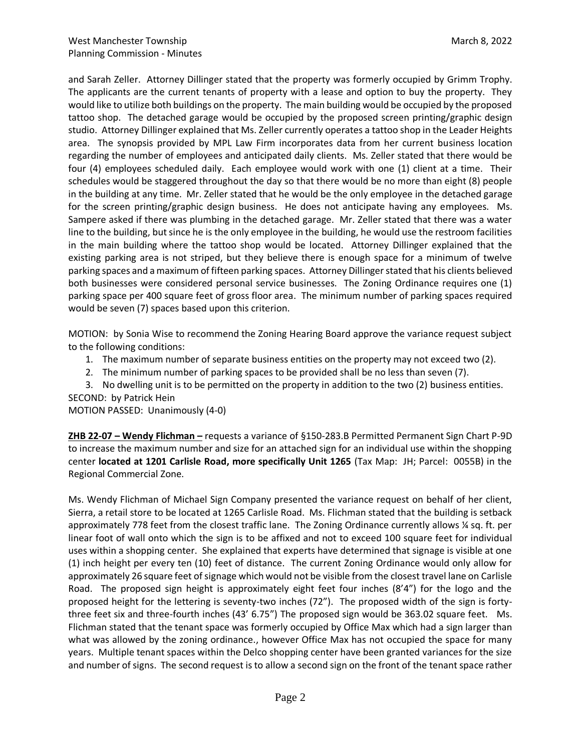and Sarah Zeller. Attorney Dillinger stated that the property was formerly occupied by Grimm Trophy. The applicants are the current tenants of property with a lease and option to buy the property. They would like to utilize both buildings on the property. The main building would be occupied by the proposed tattoo shop. The detached garage would be occupied by the proposed screen printing/graphic design studio. Attorney Dillinger explained that Ms. Zeller currently operates a tattoo shop in the Leader Heights area. The synopsis provided by MPL Law Firm incorporates data from her current business location regarding the number of employees and anticipated daily clients. Ms. Zeller stated that there would be four (4) employees scheduled daily. Each employee would work with one (1) client at a time. Their schedules would be staggered throughout the day so that there would be no more than eight (8) people in the building at any time. Mr. Zeller stated that he would be the only employee in the detached garage for the screen printing/graphic design business. He does not anticipate having any employees. Ms. Sampere asked if there was plumbing in the detached garage. Mr. Zeller stated that there was a water line to the building, but since he is the only employee in the building, he would use the restroom facilities in the main building where the tattoo shop would be located. Attorney Dillinger explained that the existing parking area is not striped, but they believe there is enough space for a minimum of twelve parking spaces and a maximum of fifteen parking spaces. Attorney Dillinger stated that his clients believed both businesses were considered personal service businesses. The Zoning Ordinance requires one (1) parking space per 400 square feet of gross floor area. The minimum number of parking spaces required would be seven (7) spaces based upon this criterion.

MOTION: by Sonia Wise to recommend the Zoning Hearing Board approve the variance request subject to the following conditions:

1. The maximum number of separate business entities on the property may not exceed two (2).
2. The minimum number of parking spaces to be provided shall be no less than seven (7).
3. No dwelling unit is to be permitted on the property in addition to the two (2) business entities.

SECOND: by Patrick Hein
MOTION PASSED: Unanimously (4-0)

**ZHB 22-07 – Wendy Flichman –** requests a variance of §150-283.B Permitted Permanent Sign Chart P-9D to increase the maximum number and size for an attached sign for an individual use within the shopping center **located at 1201 Carlisle Road, more specifically Unit 1265** (Tax Map: JH; Parcel: 0055B) in the Regional Commercial Zone.

Ms. Wendy Flichman of Michael Sign Company presented the variance request on behalf of her client, Sierra, a retail store to be located at 1265 Carlisle Road. Ms. Flichman stated that the building is setback approximately 778 feet from the closest traffic lane. The Zoning Ordinance currently allows ¼ sq. ft. per linear foot of wall onto which the sign is to be affixed and not to exceed 100 square feet for individual uses within a shopping center. She explained that experts have determined that signage is visible at one (1) inch height per every ten (10) feet of distance. The current Zoning Ordinance would only allow for approximately 26 square feet of signage which would not be visible from the closest travel lane on Carlisle Road. The proposed sign height is approximately eight feet four inches (8'4") for the logo and the proposed height for the lettering is seventy-two inches (72"). The proposed width of the sign is forty-three feet six and three-fourth inches (43' 6.75") The proposed sign would be 363.02 square feet. Ms. Flichman stated that the tenant space was formerly occupied by Office Max which had a sign larger than what was allowed by the zoning ordinance., however Office Max has not occupied the space for many years. Multiple tenant spaces within the Delco shopping center have been granted variances for the size and number of signs. The second request is to allow a second sign on the front of the tenant space rather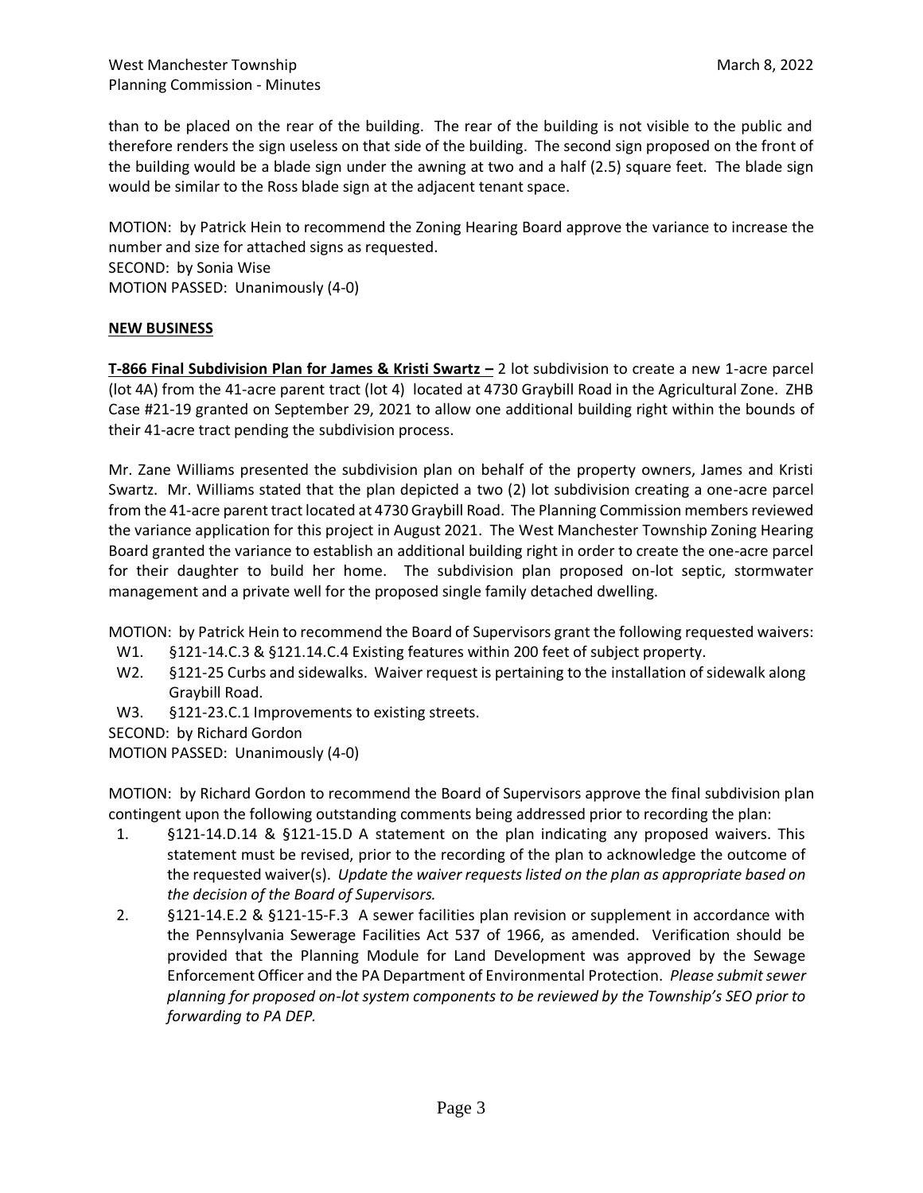than to be placed on the rear of the building. The rear of the building is not visible to the public and therefore renders the sign useless on that side of the building. The second sign proposed on the front of the building would be a blade sign under the awning at two and a half (2.5) square feet. The blade sign would be similar to the Ross blade sign at the adjacent tenant space.

MOTION: by Patrick Hein to recommend the Zoning Hearing Board approve the variance to increase the number and size for attached signs as requested.
SECOND: by Sonia Wise
MOTION PASSED: Unanimously (4-0)

**NEW BUSINESS**

**T-866 Final Subdivision Plan for James & Kristi Swartz –** 2 lot subdivision to create a new 1-acre parcel (lot 4A) from the 41-acre parent tract (lot 4) located at 4730 Graybill Road in the Agricultural Zone. ZHB Case #21-19 granted on September 29, 2021 to allow one additional building right within the bounds of their 41-acre tract pending the subdivision process.

Mr. Zane Williams presented the subdivision plan on behalf of the property owners, James and Kristi Swartz. Mr. Williams stated that the plan depicted a two (2) lot subdivision creating a one-acre parcel from the 41-acre parent tract located at 4730 Graybill Road. The Planning Commission members reviewed the variance application for this project in August 2021. The West Manchester Township Zoning Hearing Board granted the variance to establish an additional building right in order to create the one-acre parcel for their daughter to build her home. The subdivision plan proposed on-lot septic, stormwater management and a private well for the proposed single family detached dwelling.

MOTION: by Patrick Hein to recommend the Board of Supervisors grant the following requested waivers:

- W1. §121-14.C.3 & §121.14.C.4 Existing features within 200 feet of subject property.
- W2. §121-25 Curbs and sidewalks. Waiver request is pertaining to the installation of sidewalk along Graybill Road.
- W3. §121-23.C.1 Improvements to existing streets.

SECOND: by Richard Gordon
MOTION PASSED: Unanimously (4-0)

MOTION: by Richard Gordon to recommend the Board of Supervisors approve the final subdivision plan contingent upon the following outstanding comments being addressed prior to recording the plan:

1. §121-14.D.14 & §121-15.D A statement on the plan indicating any proposed waivers. This statement must be revised, prior to the recording of the plan to acknowledge the outcome of the requested waiver(s). *Update the waiver requests listed on the plan as appropriate based on the decision of the Board of Supervisors.*
2. §121-14.E.2 & §121-15-F.3 A sewer facilities plan revision or supplement in accordance with the Pennsylvania Sewerage Facilities Act 537 of 1966, as amended. Verification should be provided that the Planning Module for Land Development was approved by the Sewage Enforcement Officer and the PA Department of Environmental Protection. *Please submit sewer planning for proposed on-lot system components to be reviewed by the Township's SEO prior to forwarding to PA DEP.*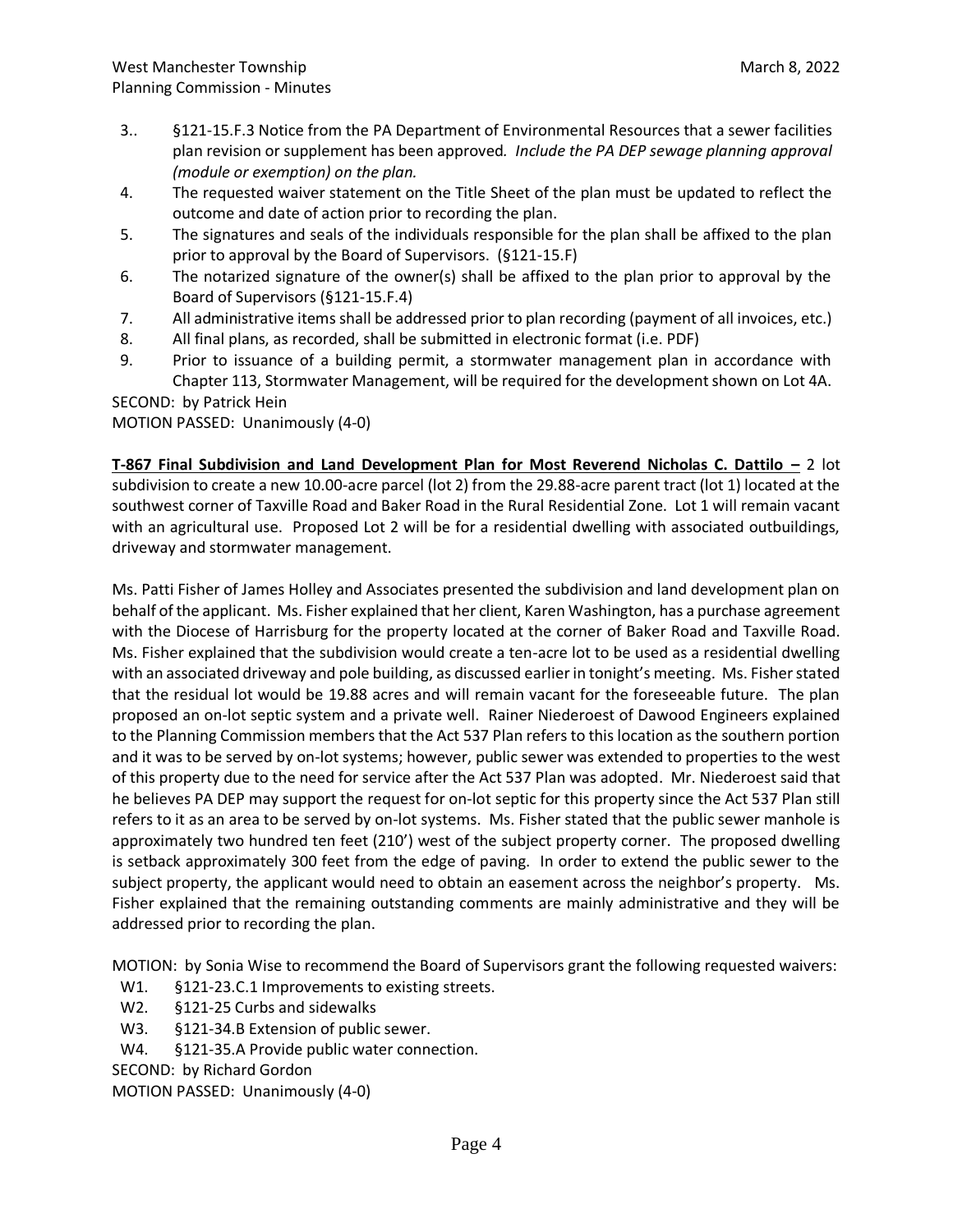3.. §121-15.F.3 Notice from the PA Department of Environmental Resources that a sewer facilities plan revision or supplement has been approved. *Include the PA DEP sewage planning approval (module or exemption) on the plan.*
4. The requested waiver statement on the Title Sheet of the plan must be updated to reflect the outcome and date of action prior to recording the plan.
5. The signatures and seals of the individuals responsible for the plan shall be affixed to the plan prior to approval by the Board of Supervisors. (§121-15.F)
6. The notarized signature of the owner(s) shall be affixed to the plan prior to approval by the Board of Supervisors (§121-15.F.4)
7. All administrative items shall be addressed prior to plan recording (payment of all invoices, etc.)
8. All final plans, as recorded, shall be submitted in electronic format (i.e. PDF)
9. Prior to issuance of a building permit, a stormwater management plan in accordance with Chapter 113, Stormwater Management, will be required for the development shown on Lot 4A.

SECOND: by Patrick Hein
MOTION PASSED: Unanimously (4-0)

**T-867 Final Subdivision and Land Development Plan for Most Reverend Nicholas C. Dattilo –** 2 lot subdivision to create a new 10.00-acre parcel (lot 2) from the 29.88-acre parent tract (lot 1) located at the southwest corner of Taxville Road and Baker Road in the Rural Residential Zone. Lot 1 will remain vacant with an agricultural use. Proposed Lot 2 will be for a residential dwelling with associated outbuildings, driveway and stormwater management.

Ms. Patti Fisher of James Holley and Associates presented the subdivision and land development plan on behalf of the applicant. Ms. Fisher explained that her client, Karen Washington, has a purchase agreement with the Diocese of Harrisburg for the property located at the corner of Baker Road and Taxville Road. Ms. Fisher explained that the subdivision would create a ten-acre lot to be used as a residential dwelling with an associated driveway and pole building, as discussed earlier in tonight's meeting. Ms. Fisher stated that the residual lot would be 19.88 acres and will remain vacant for the foreseeable future. The plan proposed an on-lot septic system and a private well. Rainer Niederoest of Dawood Engineers explained to the Planning Commission members that the Act 537 Plan refers to this location as the southern portion and it was to be served by on-lot systems; however, public sewer was extended to properties to the west of this property due to the need for service after the Act 537 Plan was adopted. Mr. Niederoest said that he believes PA DEP may support the request for on-lot septic for this property since the Act 537 Plan still refers to it as an area to be served by on-lot systems. Ms. Fisher stated that the public sewer manhole is approximately two hundred ten feet (210') west of the subject property corner. The proposed dwelling is setback approximately 300 feet from the edge of paving. In order to extend the public sewer to the subject property, the applicant would need to obtain an easement across the neighbor's property. Ms. Fisher explained that the remaining outstanding comments are mainly administrative and they will be addressed prior to recording the plan.

MOTION: by Sonia Wise to recommend the Board of Supervisors grant the following requested waivers:

W1. §121-23.C.1 Improvements to existing streets.
W2. §121-25 Curbs and sidewalks
W3. §121-34.B Extension of public sewer.
W4. §121-35.A Provide public water connection.

SECOND: by Richard Gordon
MOTION PASSED: Unanimously (4-0)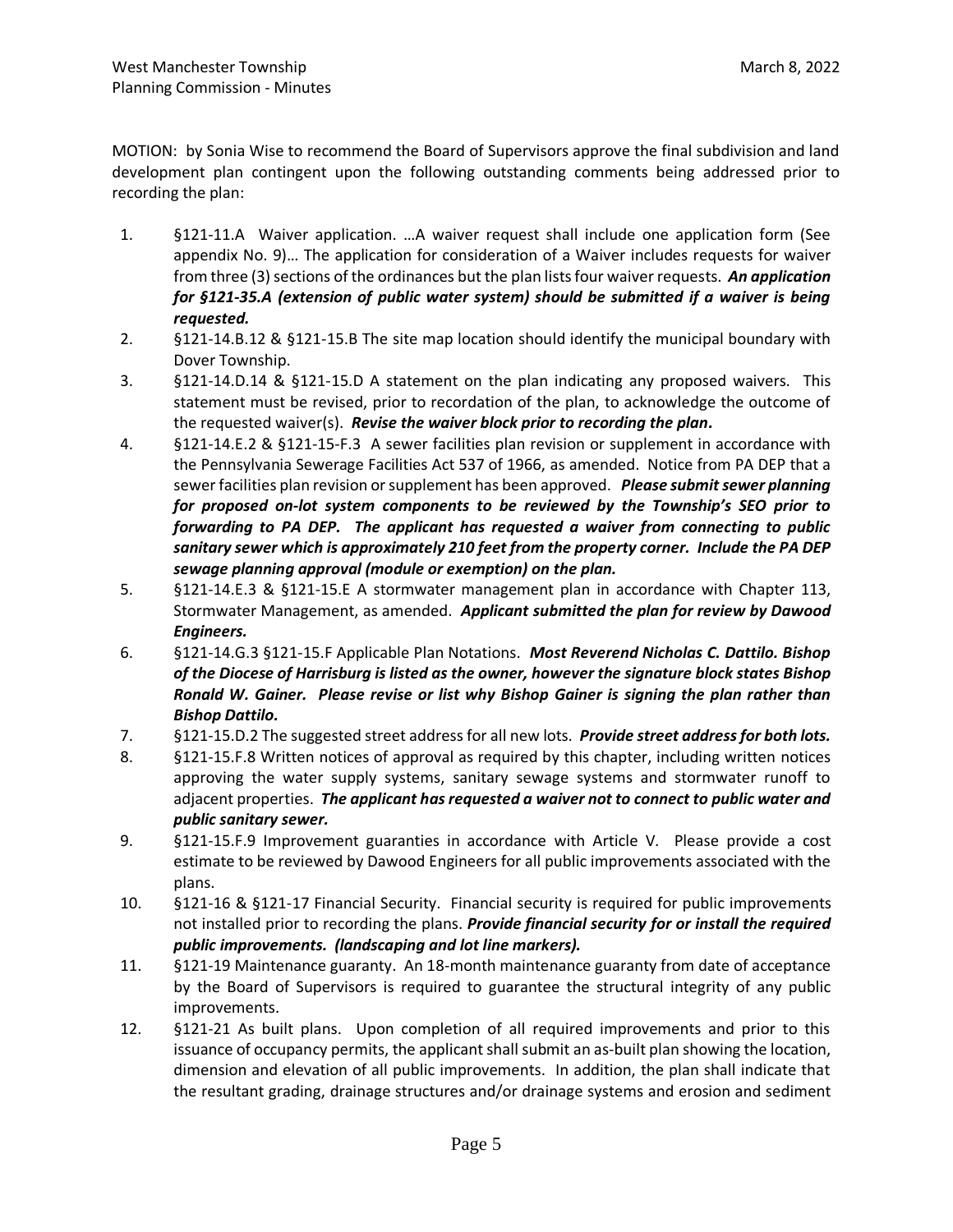MOTION: by Sonia Wise to recommend the Board of Supervisors approve the final subdivision and land development plan contingent upon the following outstanding comments being addressed prior to recording the plan:

1. §121-11.A Waiver application. …A waiver request shall include one application form (See appendix No. 9)… The application for consideration of a Waiver includes requests for waiver from three (3) sections of the ordinances but the plan lists four waiver requests. ***An application for §121-35.A (extension of public water system) should be submitted if a waiver is being requested.***
2. §121-14.B.12 & §121-15.B The site map location should identify the municipal boundary with Dover Township.
3. §121-14.D.14 & §121-15.D A statement on the plan indicating any proposed waivers. This statement must be revised, prior to recordation of the plan, to acknowledge the outcome of the requested waiver(s). ***Revise the waiver block prior to recording the plan.***
4. §121-14.E.2 & §121-15-F.3 A sewer facilities plan revision or supplement in accordance with the Pennsylvania Sewerage Facilities Act 537 of 1966, as amended. Notice from PA DEP that a sewer facilities plan revision or supplement has been approved. ***Please submit sewer planning for proposed on-lot system components to be reviewed by the Township's SEO prior to forwarding to PA DEP. The applicant has requested a waiver from connecting to public sanitary sewer which is approximately 210 feet from the property corner. Include the PA DEP sewage planning approval (module or exemption) on the plan.***
5. §121-14.E.3 & §121-15.E A stormwater management plan in accordance with Chapter 113, Stormwater Management, as amended. ***Applicant submitted the plan for review by Dawood Engineers.***
6. §121-14.G.3 §121-15.F Applicable Plan Notations. ***Most Reverend Nicholas C. Dattilo. Bishop of the Diocese of Harrisburg is listed as the owner, however the signature block states Bishop Ronald W. Gainer. Please revise or list why Bishop Gainer is signing the plan rather than Bishop Dattilo.***
7. §121-15.D.2 The suggested street address for all new lots. ***Provide street address for both lots.***
8. §121-15.F.8 Written notices of approval as required by this chapter, including written notices approving the water supply systems, sanitary sewage systems and stormwater runoff to adjacent properties. ***The applicant has requested a waiver not to connect to public water and public sanitary sewer.***
9. §121-15.F.9 Improvement guaranties in accordance with Article V. Please provide a cost estimate to be reviewed by Dawood Engineers for all public improvements associated with the plans.
10. §121-16 & §121-17 Financial Security. Financial security is required for public improvements not installed prior to recording the plans. ***Provide financial security for or install the required public improvements. (landscaping and lot line markers).***
11. §121-19 Maintenance guaranty. An 18-month maintenance guaranty from date of acceptance by the Board of Supervisors is required to guarantee the structural integrity of any public improvements.
12. §121-21 As built plans. Upon completion of all required improvements and prior to this issuance of occupancy permits, the applicant shall submit an as-built plan showing the location, dimension and elevation of all public improvements. In addition, the plan shall indicate that the resultant grading, drainage structures and/or drainage systems and erosion and sediment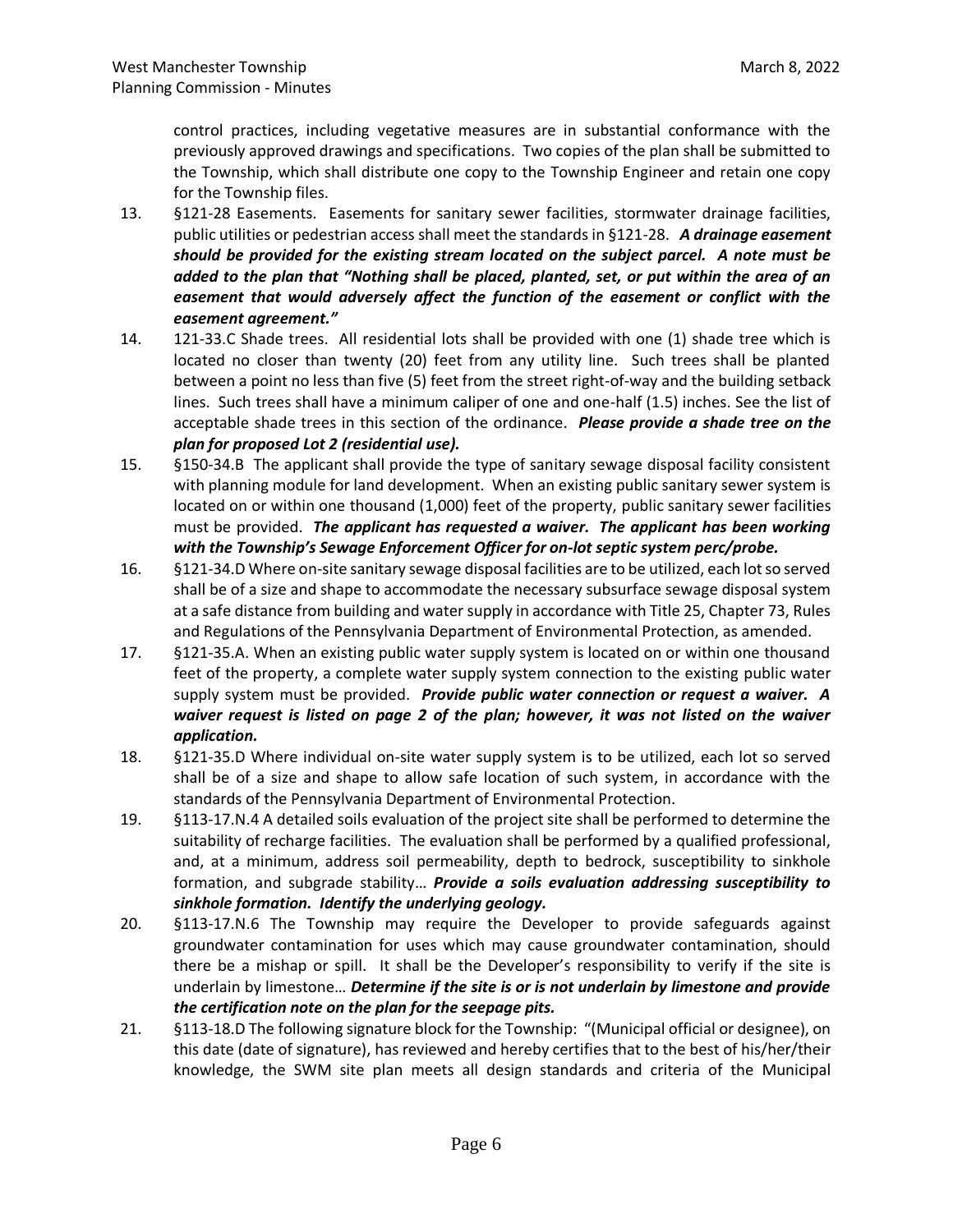control practices, including vegetative measures are in substantial conformance with the previously approved drawings and specifications. Two copies of the plan shall be submitted to the Township, which shall distribute one copy to the Township Engineer and retain one copy for the Township files.

13. §121-28 Easements. Easements for sanitary sewer facilities, stormwater drainage facilities, public utilities or pedestrian access shall meet the standards in §121-28. ***A drainage easement should be provided for the existing stream located on the subject parcel. A note must be added to the plan that "Nothing shall be placed, planted, set, or put within the area of an easement that would adversely affect the function of the easement or conflict with the easement agreement."***

14. 121-33.C Shade trees. All residential lots shall be provided with one (1) shade tree which is located no closer than twenty (20) feet from any utility line. Such trees shall be planted between a point no less than five (5) feet from the street right-of-way and the building setback lines. Such trees shall have a minimum caliper of one and one-half (1.5) inches. See the list of acceptable shade trees in this section of the ordinance. ***Please provide a shade tree on the plan for proposed Lot 2 (residential use).***

15. §150-34.B The applicant shall provide the type of sanitary sewage disposal facility consistent with planning module for land development. When an existing public sanitary sewer system is located on or within one thousand (1,000) feet of the property, public sanitary sewer facilities must be provided. ***The applicant has requested a waiver. The applicant has been working with the Township's Sewage Enforcement Officer for on-lot septic system perc/probe.***

16. §121-34.D Where on-site sanitary sewage disposal facilities are to be utilized, each lot so served shall be of a size and shape to accommodate the necessary subsurface sewage disposal system at a safe distance from building and water supply in accordance with Title 25, Chapter 73, Rules and Regulations of the Pennsylvania Department of Environmental Protection, as amended.

17. §121-35.A. When an existing public water supply system is located on or within one thousand feet of the property, a complete water supply system connection to the existing public water supply system must be provided. ***Provide public water connection or request a waiver. A waiver request is listed on page 2 of the plan; however, it was not listed on the waiver application.***

18. §121-35.D Where individual on-site water supply system is to be utilized, each lot so served shall be of a size and shape to allow safe location of such system, in accordance with the standards of the Pennsylvania Department of Environmental Protection.

19. §113-17.N.4 A detailed soils evaluation of the project site shall be performed to determine the suitability of recharge facilities. The evaluation shall be performed by a qualified professional, and, at a minimum, address soil permeability, depth to bedrock, susceptibility to sinkhole formation, and subgrade stability… ***Provide a soils evaluation addressing susceptibility to sinkhole formation. Identify the underlying geology.***

20. §113-17.N.6 The Township may require the Developer to provide safeguards against groundwater contamination for uses which may cause groundwater contamination, should there be a mishap or spill. It shall be the Developer's responsibility to verify if the site is underlain by limestone… ***Determine if the site is or is not underlain by limestone and provide the certification note on the plan for the seepage pits.***

21. §113-18.D The following signature block for the Township: "(Municipal official or designee), on this date (date of signature), has reviewed and hereby certifies that to the best of his/her/their knowledge, the SWM site plan meets all design standards and criteria of the Municipal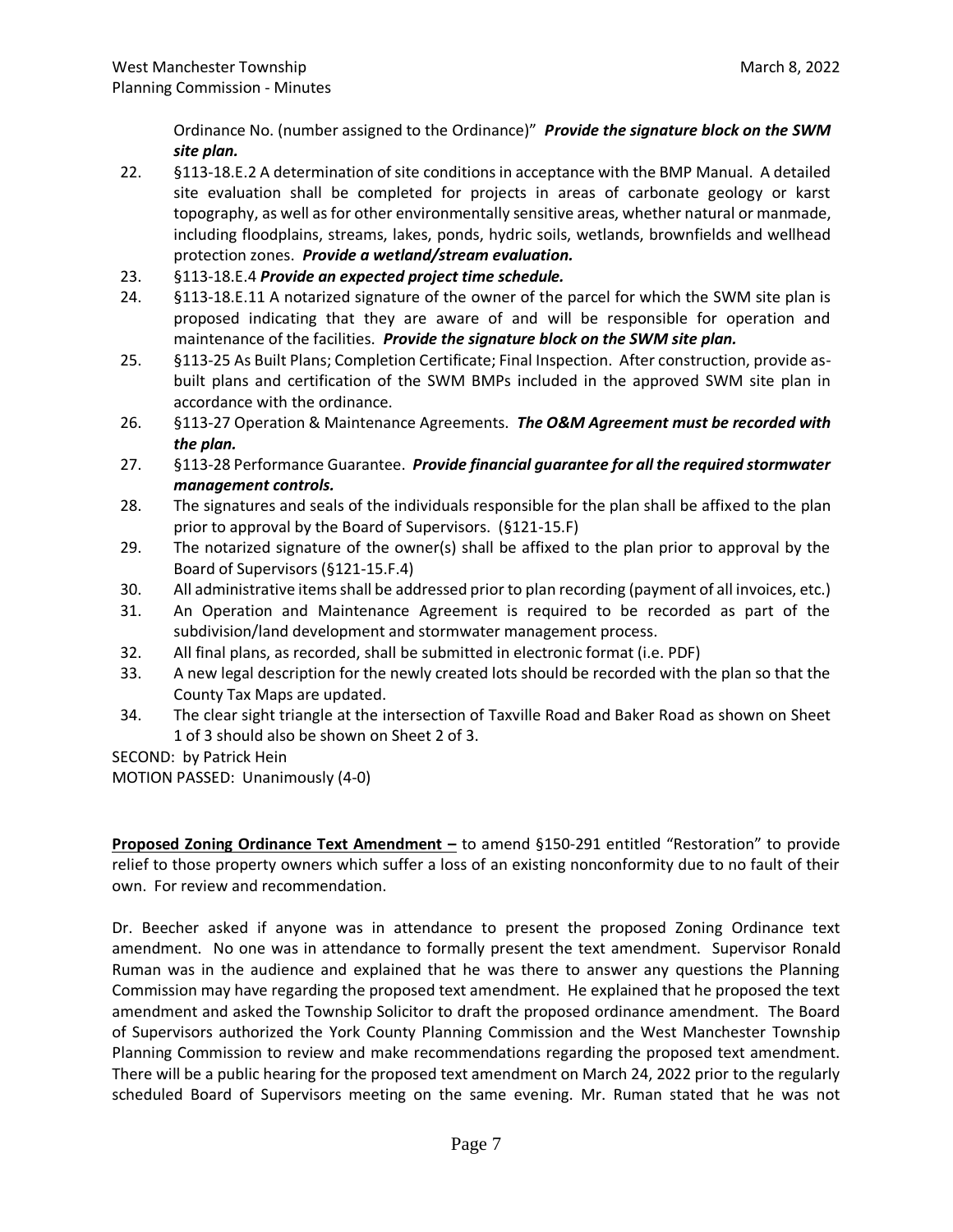Ordinance No. (number assigned to the Ordinance)" ***Provide the signature block on the SWM site plan.***

22. §113-18.E.2 A determination of site conditions in acceptance with the BMP Manual. A detailed site evaluation shall be completed for projects in areas of carbonate geology or karst topography, as well as for other environmentally sensitive areas, whether natural or manmade, including floodplains, streams, lakes, ponds, hydric soils, wetlands, brownfields and wellhead protection zones. ***Provide a wetland/stream evaluation.***
23. §113-18.E.4 ***Provide an expected project time schedule.***
24. §113-18.E.11 A notarized signature of the owner of the parcel for which the SWM site plan is proposed indicating that they are aware of and will be responsible for operation and maintenance of the facilities. ***Provide the signature block on the SWM site plan.***
25. §113-25 As Built Plans; Completion Certificate; Final Inspection. After construction, provide as-built plans and certification of the SWM BMPs included in the approved SWM site plan in accordance with the ordinance.
26. §113-27 Operation & Maintenance Agreements. ***The O&M Agreement must be recorded with the plan.***
27. §113-28 Performance Guarantee. ***Provide financial guarantee for all the required stormwater management controls.***
28. The signatures and seals of the individuals responsible for the plan shall be affixed to the plan prior to approval by the Board of Supervisors. (§121-15.F)
29. The notarized signature of the owner(s) shall be affixed to the plan prior to approval by the Board of Supervisors (§121-15.F.4)
30. All administrative items shall be addressed prior to plan recording (payment of all invoices, etc.)
31. An Operation and Maintenance Agreement is required to be recorded as part of the subdivision/land development and stormwater management process.
32. All final plans, as recorded, shall be submitted in electronic format (i.e. PDF)
33. A new legal description for the newly created lots should be recorded with the plan so that the County Tax Maps are updated.
34. The clear sight triangle at the intersection of Taxville Road and Baker Road as shown on Sheet 1 of 3 should also be shown on Sheet 2 of 3.

SECOND: by Patrick Hein
MOTION PASSED: Unanimously (4-0)

**Proposed Zoning Ordinance Text Amendment –** to amend §150-291 entitled "Restoration" to provide relief to those property owners which suffer a loss of an existing nonconformity due to no fault of their own. For review and recommendation.

Dr. Beecher asked if anyone was in attendance to present the proposed Zoning Ordinance text amendment. No one was in attendance to formally present the text amendment. Supervisor Ronald Ruman was in the audience and explained that he was there to answer any questions the Planning Commission may have regarding the proposed text amendment. He explained that he proposed the text amendment and asked the Township Solicitor to draft the proposed ordinance amendment. The Board of Supervisors authorized the York County Planning Commission and the West Manchester Township Planning Commission to review and make recommendations regarding the proposed text amendment. There will be a public hearing for the proposed text amendment on March 24, 2022 prior to the regularly scheduled Board of Supervisors meeting on the same evening. Mr. Ruman stated that he was not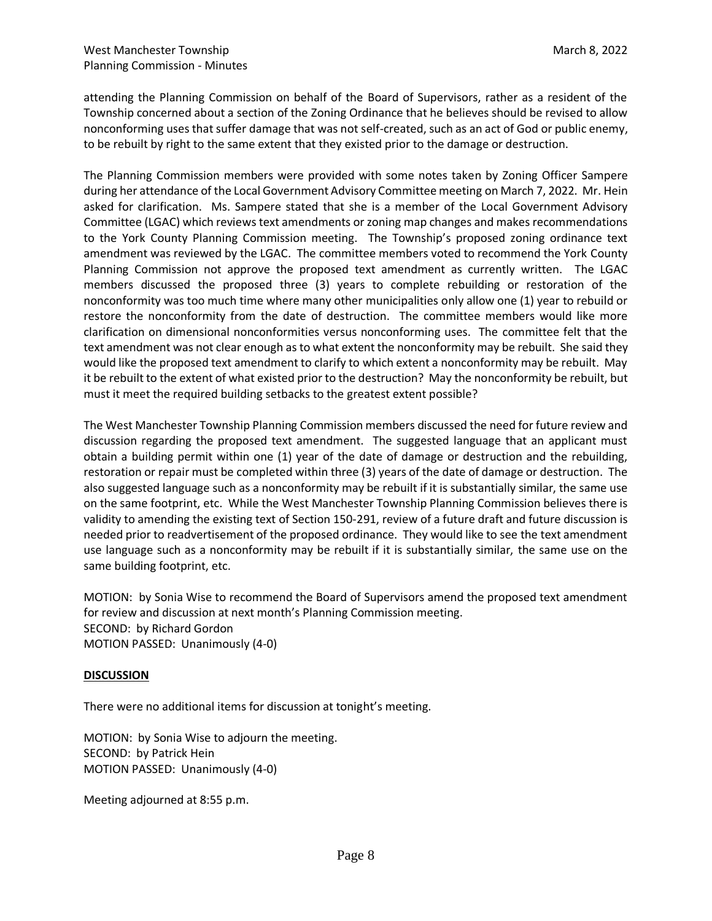attending the Planning Commission on behalf of the Board of Supervisors, rather as a resident of the Township concerned about a section of the Zoning Ordinance that he believes should be revised to allow nonconforming uses that suffer damage that was not self-created, such as an act of God or public enemy, to be rebuilt by right to the same extent that they existed prior to the damage or destruction.

The Planning Commission members were provided with some notes taken by Zoning Officer Sampere during her attendance of the Local Government Advisory Committee meeting on March 7, 2022. Mr. Hein asked for clarification. Ms. Sampere stated that she is a member of the Local Government Advisory Committee (LGAC) which reviews text amendments or zoning map changes and makes recommendations to the York County Planning Commission meeting. The Township's proposed zoning ordinance text amendment was reviewed by the LGAC. The committee members voted to recommend the York County Planning Commission not approve the proposed text amendment as currently written. The LGAC members discussed the proposed three (3) years to complete rebuilding or restoration of the nonconformity was too much time where many other municipalities only allow one (1) year to rebuild or restore the nonconformity from the date of destruction. The committee members would like more clarification on dimensional nonconformities versus nonconforming uses. The committee felt that the text amendment was not clear enough as to what extent the nonconformity may be rebuilt. She said they would like the proposed text amendment to clarify to which extent a nonconformity may be rebuilt. May it be rebuilt to the extent of what existed prior to the destruction? May the nonconformity be rebuilt, but must it meet the required building setbacks to the greatest extent possible?

The West Manchester Township Planning Commission members discussed the need for future review and discussion regarding the proposed text amendment. The suggested language that an applicant must obtain a building permit within one (1) year of the date of damage or destruction and the rebuilding, restoration or repair must be completed within three (3) years of the date of damage or destruction. The also suggested language such as a nonconformity may be rebuilt if it is substantially similar, the same use on the same footprint, etc. While the West Manchester Township Planning Commission believes there is validity to amending the existing text of Section 150-291, review of a future draft and future discussion is needed prior to readvertisement of the proposed ordinance. They would like to see the text amendment use language such as a nonconformity may be rebuilt if it is substantially similar, the same use on the same building footprint, etc.

MOTION: by Sonia Wise to recommend the Board of Supervisors amend the proposed text amendment for review and discussion at next month's Planning Commission meeting.
SECOND: by Richard Gordon
MOTION PASSED: Unanimously (4-0)

## DISCUSSION

There were no additional items for discussion at tonight's meeting.

MOTION: by Sonia Wise to adjourn the meeting.
SECOND: by Patrick Hein
MOTION PASSED: Unanimously (4-0)

Meeting adjourned at 8:55 p.m.